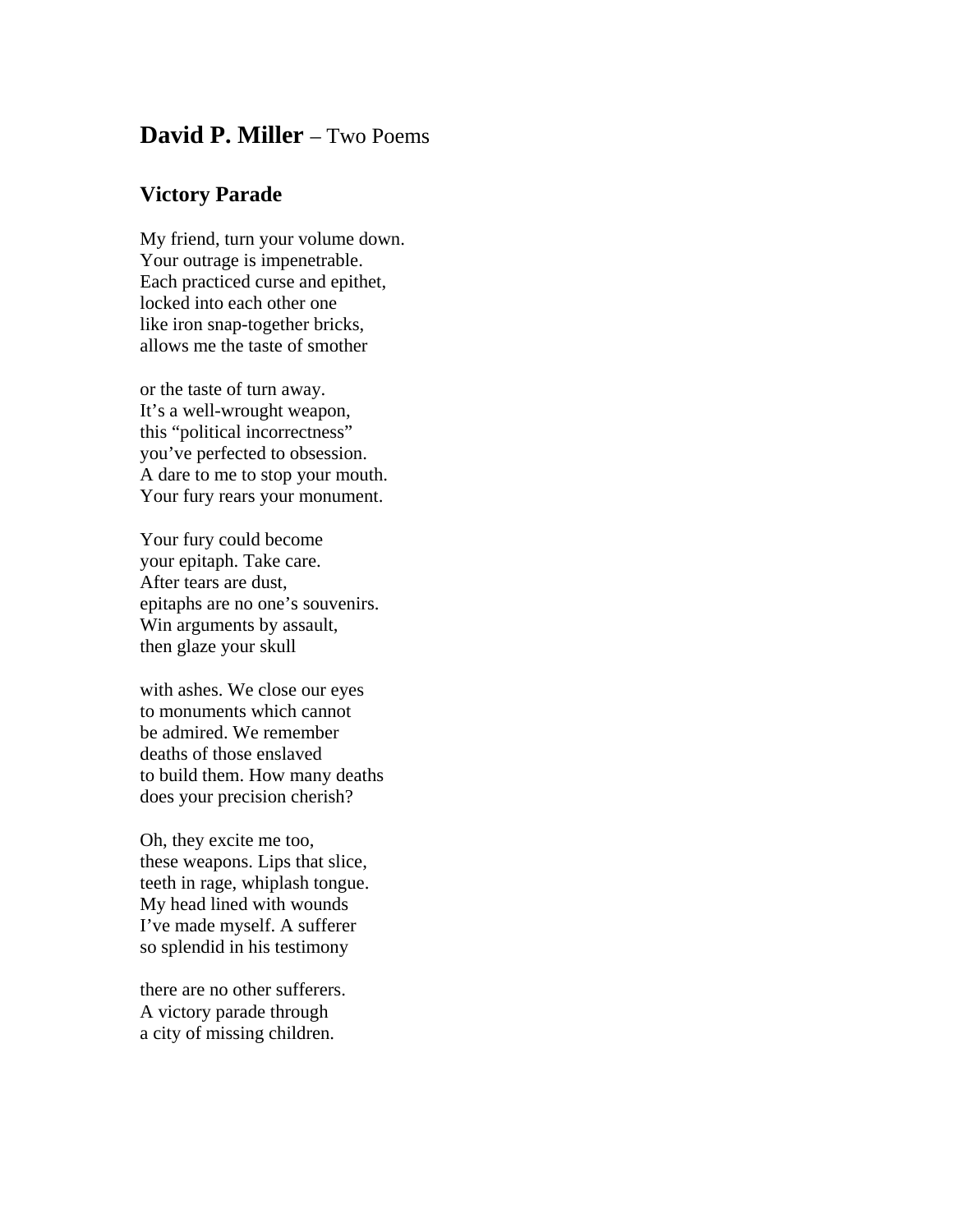# **David P. Miller** – Two Poems

## Victory Parade

My friend, turn your volume down.  
Your outrage is impenetrable.  
Each practiced curse and epithet,  
locked into each other one  
like iron snap-together bricks,  
allows me the taste of smother

or the taste of turn away.  
It's a well-wrought weapon,  
this "political incorrectness"  
you've perfected to obsession.  
A dare to me to stop your mouth.  
Your fury rears your monument.

Your fury could become  
your epitaph. Take care.  
After tears are dust,  
epitaphs are no one's souvenirs.  
Win arguments by assault,  
then glaze your skull

with ashes. We close our eyes  
to monuments which cannot  
be admired. We remember  
deaths of those enslaved  
to build them. How many deaths  
does your precision cherish?

Oh, they excite me too,  
these weapons. Lips that slice,  
teeth in rage, whiplash tongue.  
My head lined with wounds  
I've made myself. A sufferer  
so splendid in his testimony

there are no other sufferers.  
A victory parade through  
a city of missing children.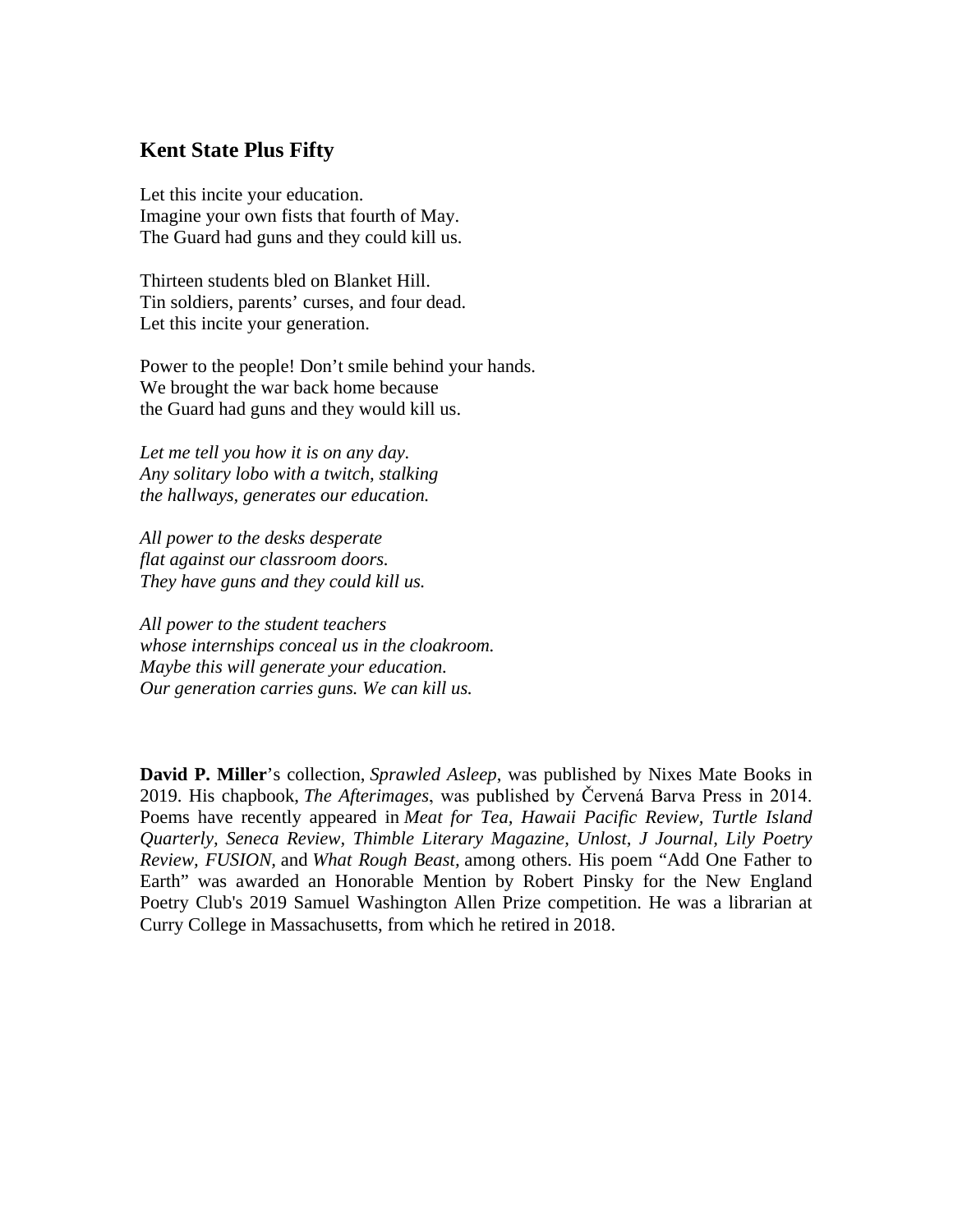## Kent State Plus Fifty

Let this incite your education.  
Imagine your own fists that fourth of May.  
The Guard had guns and they could kill us.

Thirteen students bled on Blanket Hill.  
Tin soldiers, parents' curses, and four dead.  
Let this incite your generation.

Power to the people! Don't smile behind your hands.  
We brought the war back home because  
the Guard had guns and they would kill us.

*Let me tell you how it is on any day.*  
*Any solitary lobo with a twitch, stalking*  
*the hallways, generates our education.*

*All power to the desks desperate*  
*flat against our classroom doors.*  
*They have guns and they could kill us.*

*All power to the student teachers*  
*whose internships conceal us in the cloakroom.*  
*Maybe this will generate your education.*  
*Our generation carries guns. We can kill us.*

**David P. Miller**'s collection, *Sprawled Asleep*, was published by Nixes Mate Books in 2019. His chapbook, *The Afterimages*, was published by Červená Barva Press in 2014. Poems have recently appeared in *Meat for Tea, Hawaii Pacific Review, Turtle Island Quarterly, Seneca Review*, *Thimble Literary Magazine, Unlost, J Journal, Lily Poetry Review, FUSION,* and *What Rough Beast*, among others. His poem "Add One Father to Earth" was awarded an Honorable Mention by Robert Pinsky for the New England Poetry Club's 2019 Samuel Washington Allen Prize competition. He was a librarian at Curry College in Massachusetts, from which he retired in 2018.